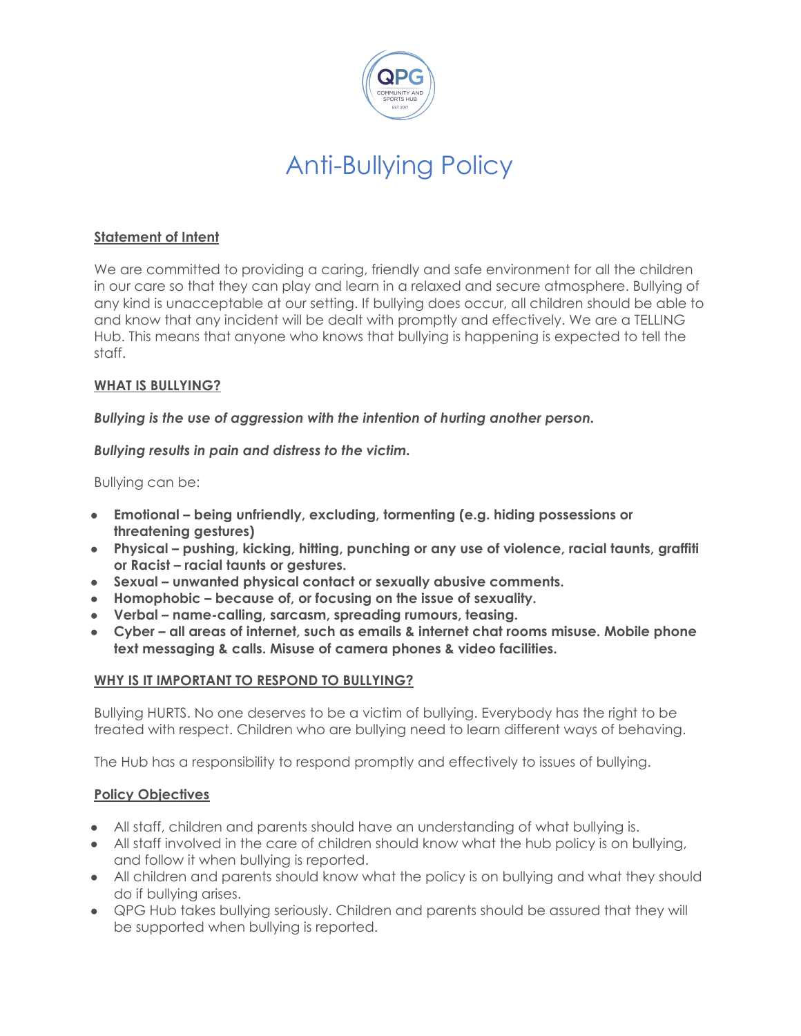# Anti-Bullying Policy

## Statement of Intent

We are committed to providing a caring, friendly and safe environment for all the children in our care so that they can play and learn in a relaxed and secure atmosphere. Bullying of any kind is unacceptable at our setting. If bullying does occur, all children should be able to and know that any incident will be dealt with promptly and effectively. We are a TELLING Hub. This means that anyone who knows that bullying is happening is expected to tell the staff.

## WHAT IS BULLYING?

***Bullying is the use of aggression with the intention of hurting another person.***

***Bullying results in pain and distress to the victim.***

Bullying can be:

- **Emotional – being unfriendly, excluding, tormenting (e.g. hiding possessions or threatening gestures)**
- **Physical – pushing, kicking, hitting, punching or any use of violence, racial taunts, graffiti or Racist – racial taunts or gestures.**
- **Sexual – unwanted physical contact or sexually abusive comments.**
- **Homophobic – because of, or focusing on the issue of sexuality.**
- **Verbal – name-calling, sarcasm, spreading rumours, teasing.**
- **Cyber – all areas of internet, such as emails & internet chat rooms misuse. Mobile phone text messaging & calls. Misuse of camera phones & video facilities.**

## WHY IS IT IMPORTANT TO RESPOND TO BULLYING?

Bullying HURTS. No one deserves to be a victim of bullying. Everybody has the right to be treated with respect. Children who are bullying need to learn different ways of behaving.

The Hub has a responsibility to respond promptly and effectively to issues of bullying.

## Policy Objectives

- All staff, children and parents should have an understanding of what bullying is.
- All staff involved in the care of children should know what the hub policy is on bullying, and follow it when bullying is reported.
- All children and parents should know what the policy is on bullying and what they should do if bullying arises.
- QPG Hub takes bullying seriously. Children and parents should be assured that they will be supported when bullying is reported.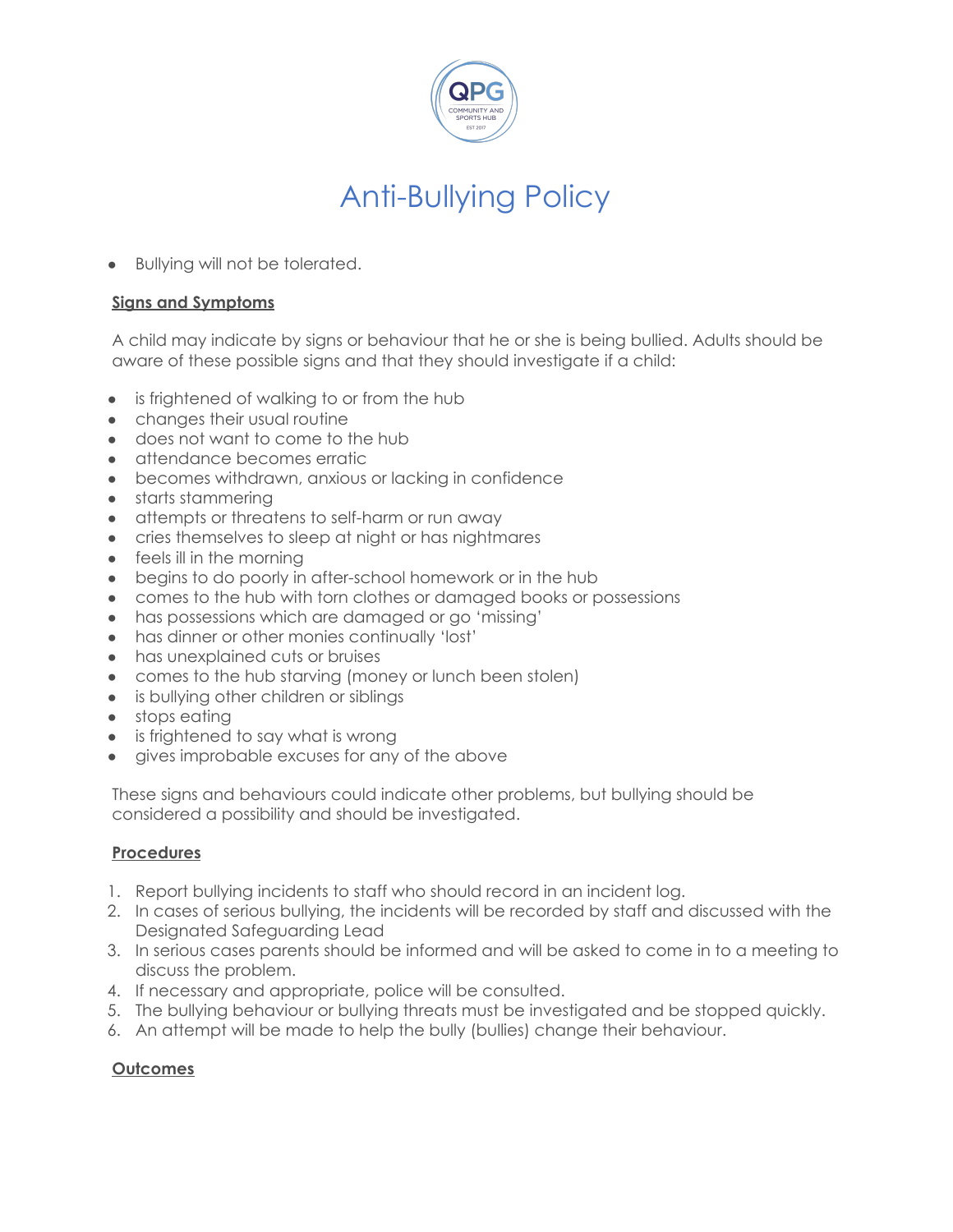# Anti-Bullying Policy

- Bullying will not be tolerated.

**Signs and Symptoms**

A child may indicate by signs or behaviour that he or she is being bullied. Adults should be aware of these possible signs and that they should investigate if a child:

- is frightened of walking to or from the hub
- changes their usual routine
- does not want to come to the hub
- attendance becomes erratic
- becomes withdrawn, anxious or lacking in confidence
- starts stammering
- attempts or threatens to self-harm or run away
- cries themselves to sleep at night or has nightmares
- feels ill in the morning
- begins to do poorly in after-school homework or in the hub
- comes to the hub with torn clothes or damaged books or possessions
- has possessions which are damaged or go 'missing'
- has dinner or other monies continually 'lost'
- has unexplained cuts or bruises
- comes to the hub starving (money or lunch been stolen)
- is bullying other children or siblings
- stops eating
- is frightened to say what is wrong
- gives improbable excuses for any of the above

These signs and behaviours could indicate other problems, but bullying should be considered a possibility and should be investigated.

**Procedures**

1. Report bullying incidents to staff who should record in an incident log.
2. In cases of serious bullying, the incidents will be recorded by staff and discussed with the Designated Safeguarding Lead
3. In serious cases parents should be informed and will be asked to come in to a meeting to discuss the problem.
4. If necessary and appropriate, police will be consulted.
5. The bullying behaviour or bullying threats must be investigated and be stopped quickly.
6. An attempt will be made to help the bully (bullies) change their behaviour.

**Outcomes**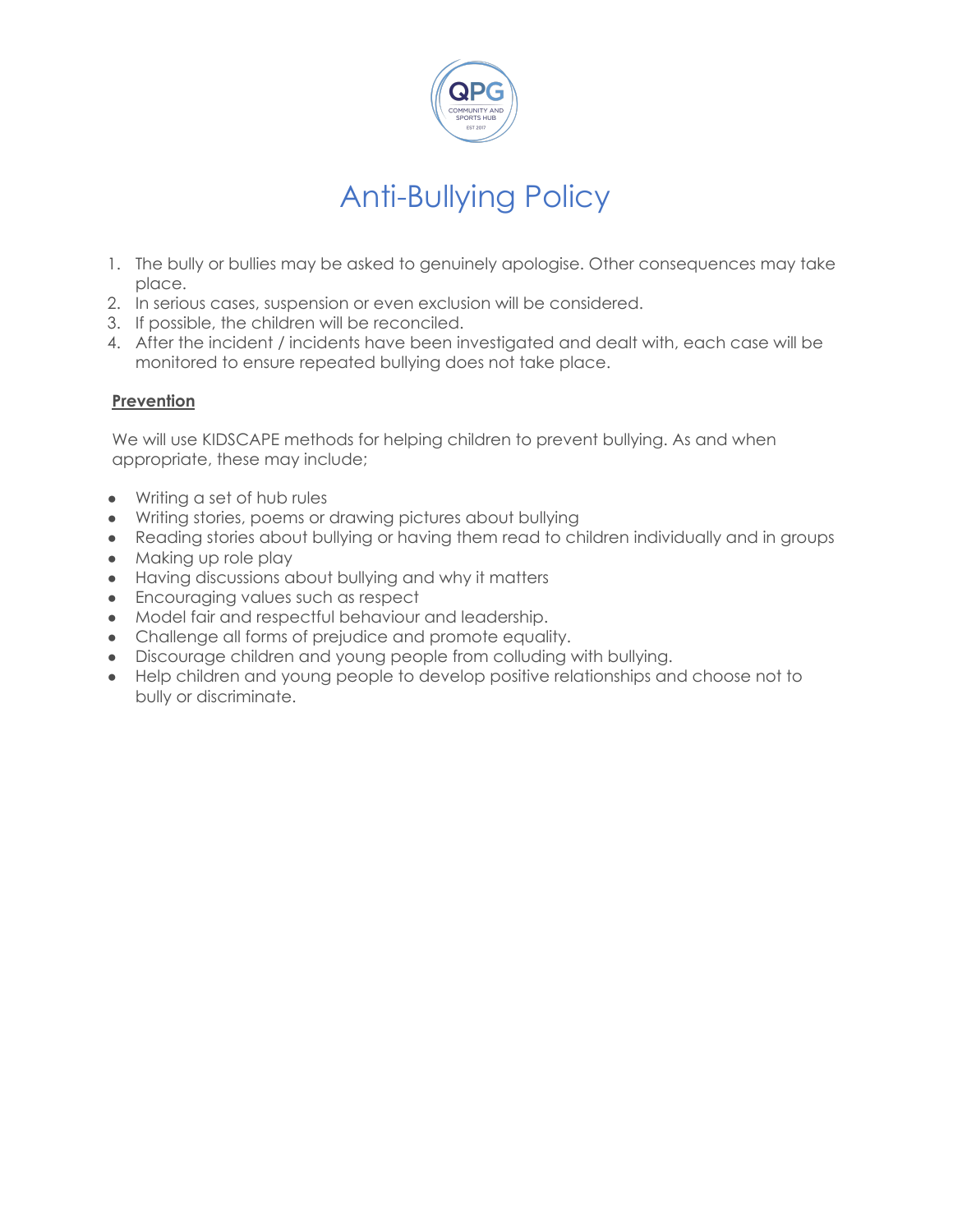# Anti-Bullying Policy

1. The bully or bullies may be asked to genuinely apologise. Other consequences may take place.
2. In serious cases, suspension or even exclusion will be considered.
3. If possible, the children will be reconciled.
4. After the incident / incidents have been investigated and dealt with, each case will be monitored to ensure repeated bullying does not take place.

**<u>Prevention</u>**

We will use KIDSCAPE methods for helping children to prevent bullying. As and when appropriate, these may include;

- Writing a set of hub rules
- Writing stories, poems or drawing pictures about bullying
- Reading stories about bullying or having them read to children individually and in groups
- Making up role play
- Having discussions about bullying and why it matters
- Encouraging values such as respect
- Model fair and respectful behaviour and leadership.
- Challenge all forms of prejudice and promote equality.
- Discourage children and young people from colluding with bullying.
- Help children and young people to develop positive relationships and choose not to bully or discriminate.